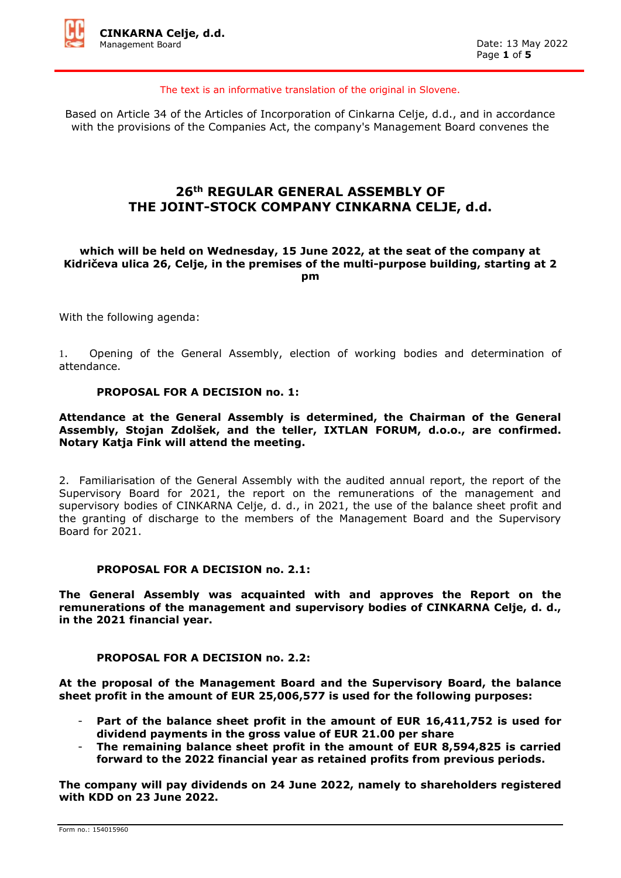The text is an informative translation of the original in Slovene.

Based on Article 34 of the Articles of Incorporation of Cinkarna Celje, d.d., and in accordance with the provisions of the Companies Act, the company's Management Board convenes the

# 26th REGULAR GENERAL ASSEMBLY OF THE JOINT-STOCK COMPANY CINKARNA CELJE, d.d.

**which will be held on Wednesday, 15 June 2022, at the seat of the company at Kidričeva ulica 26, Celje, in the premises of the multi-purpose building, starting at 2 pm**

With the following agenda:

1. Opening of the General Assembly, election of working bodies and determination of attendance.

**PROPOSAL FOR A DECISION no. 1:**

**Attendance at the General Assembly is determined, the Chairman of the General Assembly, Stojan Zdolšek, and the teller, IXTLAN FORUM, d.o.o., are confirmed. Notary Katja Fink will attend the meeting.**

2. Familiarisation of the General Assembly with the audited annual report, the report of the Supervisory Board for 2021, the report on the remunerations of the management and supervisory bodies of CINKARNA Celje, d. d., in 2021, the use of the balance sheet profit and the granting of discharge to the members of the Management Board and the Supervisory Board for 2021.

**PROPOSAL FOR A DECISION no. 2.1:**

**The General Assembly was acquainted with and approves the Report on the remunerations of the management and supervisory bodies of CINKARNA Celje, d. d., in the 2021 financial year.**

**PROPOSAL FOR A DECISION no. 2.2:**

**At the proposal of the Management Board and the Supervisory Board, the balance sheet profit in the amount of EUR 25,006,577 is used for the following purposes:**

- **Part of the balance sheet profit in the amount of EUR 16,411,752 is used for dividend payments in the gross value of EUR 21.00 per share**
- **The remaining balance sheet profit in the amount of EUR 8,594,825 is carried forward to the 2022 financial year as retained profits from previous periods.**

**The company will pay dividends on 24 June 2022, namely to shareholders registered with KDD on 23 June 2022.**

Form no.: 154015960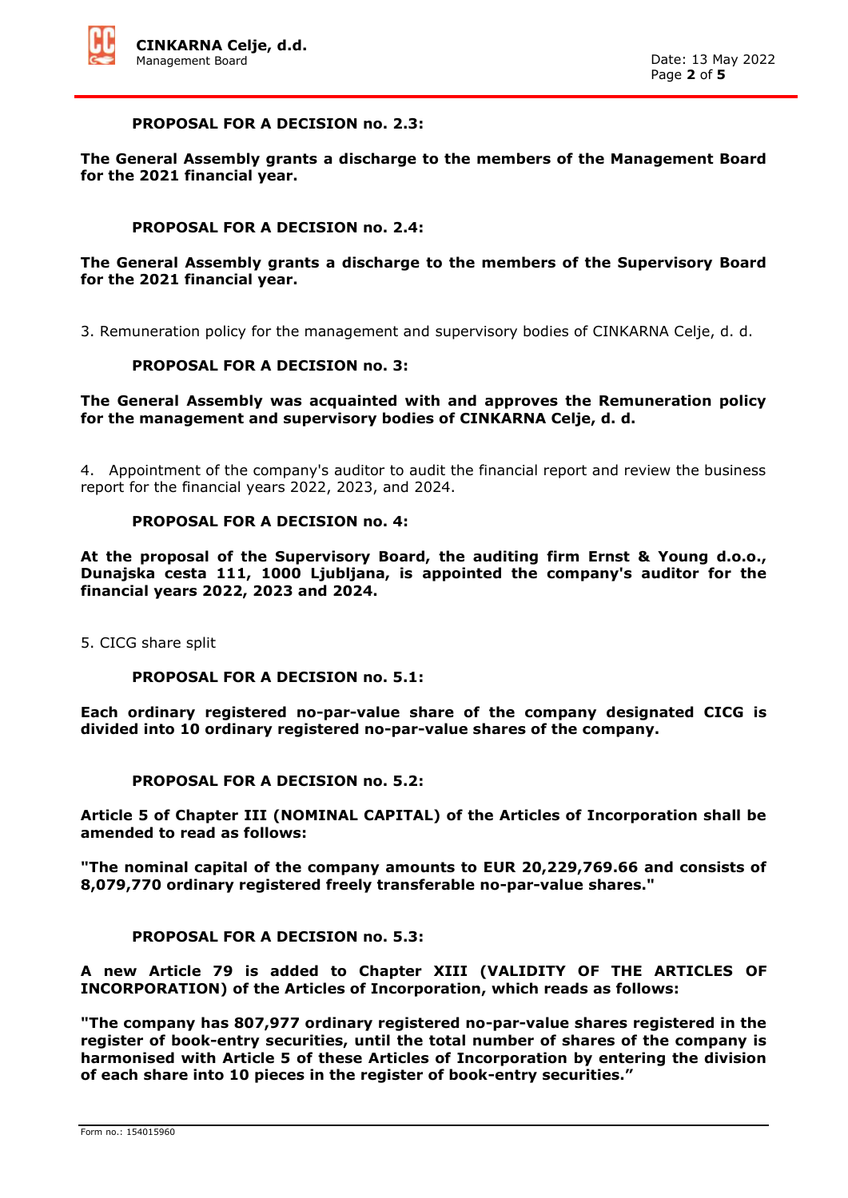**PROPOSAL FOR A DECISION no. 2.3:**

**The General Assembly grants a discharge to the members of the Management Board for the 2021 financial year.**

**PROPOSAL FOR A DECISION no. 2.4:**

**The General Assembly grants a discharge to the members of the Supervisory Board for the 2021 financial year.**

3. Remuneration policy for the management and supervisory bodies of CINKARNA Celje, d. d.

**PROPOSAL FOR A DECISION no. 3:**

**The General Assembly was acquainted with and approves the Remuneration policy for the management and supervisory bodies of CINKARNA Celje, d. d.**

4. Appointment of the company's auditor to audit the financial report and review the business report for the financial years 2022, 2023, and 2024.

**PROPOSAL FOR A DECISION no. 4:**

**At the proposal of the Supervisory Board, the auditing firm Ernst & Young d.o.o., Dunajska cesta 111, 1000 Ljubljana, is appointed the company's auditor for the financial years 2022, 2023 and 2024.**

5. CICG share split

**PROPOSAL FOR A DECISION no. 5.1:**

**Each ordinary registered no-par-value share of the company designated CICG is divided into 10 ordinary registered no-par-value shares of the company.**

**PROPOSAL FOR A DECISION no. 5.2:**

**Article 5 of Chapter III (NOMINAL CAPITAL) of the Articles of Incorporation shall be amended to read as follows:**

**"The nominal capital of the company amounts to EUR 20,229,769.66 and consists of 8,079,770 ordinary registered freely transferable no-par-value shares."**

**PROPOSAL FOR A DECISION no. 5.3:**

**A new Article 79 is added to Chapter XIII (VALIDITY OF THE ARTICLES OF INCORPORATION) of the Articles of Incorporation, which reads as follows:**

**"The company has 807,977 ordinary registered no-par-value shares registered in the register of book-entry securities, until the total number of shares of the company is harmonised with Article 5 of these Articles of Incorporation by entering the division of each share into 10 pieces in the register of book-entry securities."**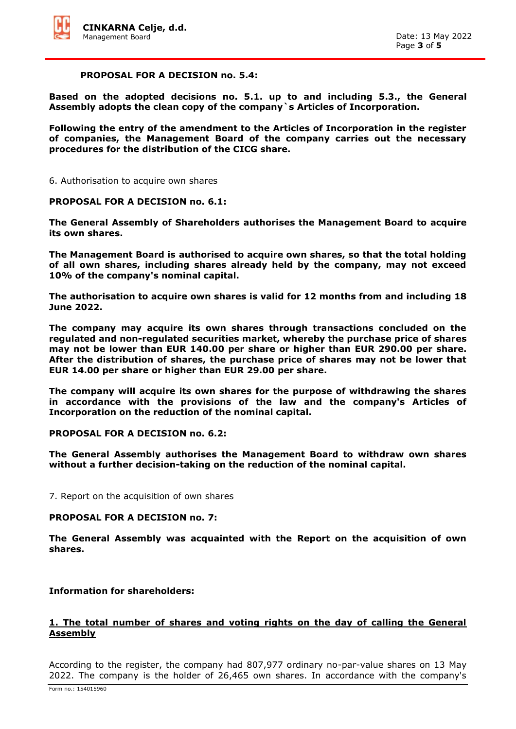**PROPOSAL FOR A DECISION no. 5.4:**

**Based on the adopted decisions no. 5.1. up to and including 5.3., the General Assembly adopts the clean copy of the company`s Articles of Incorporation.**

**Following the entry of the amendment to the Articles of Incorporation in the register of companies, the Management Board of the company carries out the necessary procedures for the distribution of the CICG share.**

6. Authorisation to acquire own shares

**PROPOSAL FOR A DECISION no. 6.1:**

**The General Assembly of Shareholders authorises the Management Board to acquire its own shares.**

**The Management Board is authorised to acquire own shares, so that the total holding of all own shares, including shares already held by the company, may not exceed 10% of the company's nominal capital.**

**The authorisation to acquire own shares is valid for 12 months from and including 18 June 2022.**

**The company may acquire its own shares through transactions concluded on the regulated and non-regulated securities market, whereby the purchase price of shares may not be lower than EUR 140.00 per share or higher than EUR 290.00 per share. After the distribution of shares, the purchase price of shares may not be lower that EUR 14.00 per share or higher than EUR 29.00 per share.**

**The company will acquire its own shares for the purpose of withdrawing the shares in accordance with the provisions of the law and the company's Articles of Incorporation on the reduction of the nominal capital.**

**PROPOSAL FOR A DECISION no. 6.2:**

**The General Assembly authorises the Management Board to withdraw own shares without a further decision-taking on the reduction of the nominal capital.**

7. Report on the acquisition of own shares

**PROPOSAL FOR A DECISION no. 7:**

**The General Assembly was acquainted with the Report on the acquisition of own shares.**

**Information for shareholders:**

**1. The total number of shares and voting rights on the day of calling the General Assembly**

According to the register, the company had 807,977 ordinary no-par-value shares on 13 May 2022. The company is the holder of 26,465 own shares. In accordance with the company's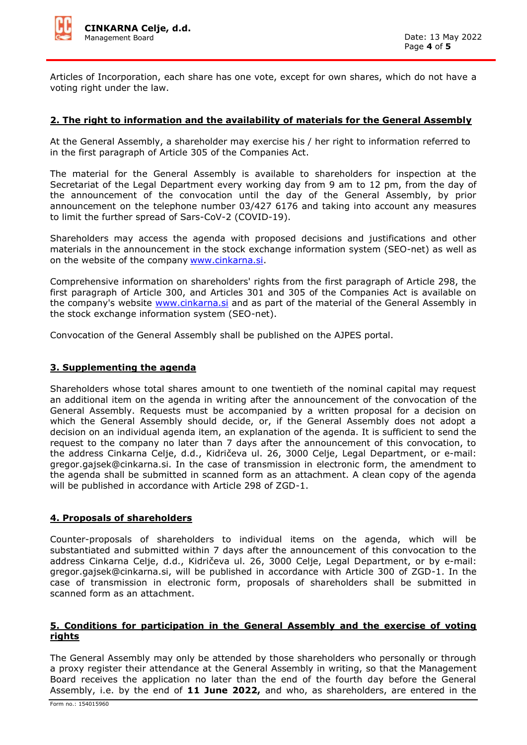Articles of Incorporation, each share has one vote, except for own shares, which do not have a voting right under the law.

## 2. The right to information and the availability of materials for the General Assembly

At the General Assembly, a shareholder may exercise his / her right to information referred to in the first paragraph of Article 305 of the Companies Act.

The material for the General Assembly is available to shareholders for inspection at the Secretariat of the Legal Department every working day from 9 am to 12 pm, from the day of the announcement of the convocation until the day of the General Assembly, by prior announcement on the telephone number 03/427 6176 and taking into account any measures to limit the further spread of Sars-CoV-2 (COVID-19).

Shareholders may access the agenda with proposed decisions and justifications and other materials in the announcement in the stock exchange information system (SEO-net) as well as on the website of the company www.cinkarna.si.

Comprehensive information on shareholders' rights from the first paragraph of Article 298, the first paragraph of Article 300, and Articles 301 and 305 of the Companies Act is available on the company's website www.cinkarna.si and as part of the material of the General Assembly in the stock exchange information system (SEO-net).

Convocation of the General Assembly shall be published on the AJPES portal.

## 3. Supplementing the agenda

Shareholders whose total shares amount to one twentieth of the nominal capital may request an additional item on the agenda in writing after the announcement of the convocation of the General Assembly. Requests must be accompanied by a written proposal for a decision on which the General Assembly should decide, or, if the General Assembly does not adopt a decision on an individual agenda item, an explanation of the agenda. It is sufficient to send the request to the company no later than 7 days after the announcement of this convocation, to the address Cinkarna Celje, d.d., Kidričeva ul. 26, 3000 Celje, Legal Department, or e-mail: gregor.gajsek@cinkarna.si. In the case of transmission in electronic form, the amendment to the agenda shall be submitted in scanned form as an attachment. A clean copy of the agenda will be published in accordance with Article 298 of ZGD-1.

## 4. Proposals of shareholders

Counter-proposals of shareholders to individual items on the agenda, which will be substantiated and submitted within 7 days after the announcement of this convocation to the address Cinkarna Celje, d.d., Kidričeva ul. 26, 3000 Celje, Legal Department, or by e-mail: gregor.gajsek@cinkarna.si, will be published in accordance with Article 300 of ZGD-1. In the case of transmission in electronic form, proposals of shareholders shall be submitted in scanned form as an attachment.

## 5. Conditions for participation in the General Assembly and the exercise of voting rights

The General Assembly may only be attended by those shareholders who personally or through a proxy register their attendance at the General Assembly in writing, so that the Management Board receives the application no later than the end of the fourth day before the General Assembly, i.e. by the end of **11 June 2022,** and who, as shareholders, are entered in the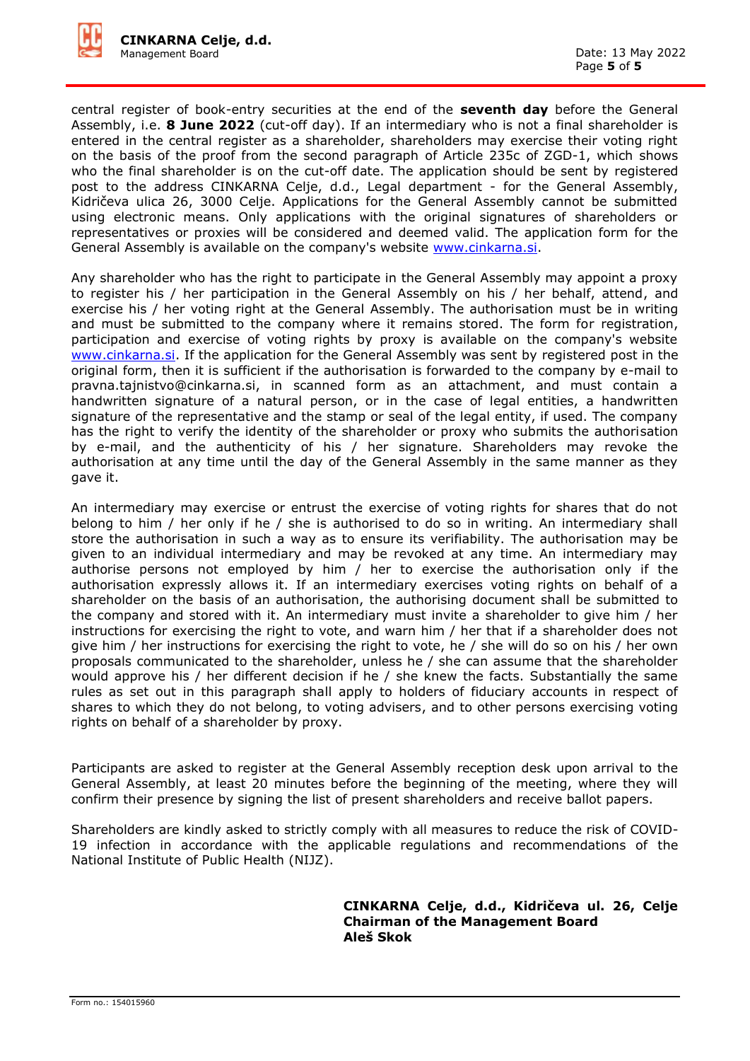central register of book-entry securities at the end of the **seventh day** before the General Assembly, i.e. **8 June 2022** (cut-off day). If an intermediary who is not a final shareholder is entered in the central register as a shareholder, shareholders may exercise their voting right on the basis of the proof from the second paragraph of Article 235c of ZGD-1, which shows who the final shareholder is on the cut-off date. The application should be sent by registered post to the address CINKARNA Celje, d.d., Legal department - for the General Assembly, Kidričeva ulica 26, 3000 Celje. Applications for the General Assembly cannot be submitted using electronic means. Only applications with the original signatures of shareholders or representatives or proxies will be considered and deemed valid. The application form for the General Assembly is available on the company's website www.cinkarna.si.

Any shareholder who has the right to participate in the General Assembly may appoint a proxy to register his / her participation in the General Assembly on his / her behalf, attend, and exercise his / her voting right at the General Assembly. The authorisation must be in writing and must be submitted to the company where it remains stored. The form for registration, participation and exercise of voting rights by proxy is available on the company's website www.cinkarna.si. If the application for the General Assembly was sent by registered post in the original form, then it is sufficient if the authorisation is forwarded to the company by e-mail to pravna.tajnistvo@cinkarna.si, in scanned form as an attachment, and must contain a handwritten signature of a natural person, or in the case of legal entities, a handwritten signature of the representative and the stamp or seal of the legal entity, if used. The company has the right to verify the identity of the shareholder or proxy who submits the authorisation by e-mail, and the authenticity of his / her signature. Shareholders may revoke the authorisation at any time until the day of the General Assembly in the same manner as they gave it.

An intermediary may exercise or entrust the exercise of voting rights for shares that do not belong to him / her only if he / she is authorised to do so in writing. An intermediary shall store the authorisation in such a way as to ensure its verifiability. The authorisation may be given to an individual intermediary and may be revoked at any time. An intermediary may authorise persons not employed by him / her to exercise the authorisation only if the authorisation expressly allows it. If an intermediary exercises voting rights on behalf of a shareholder on the basis of an authorisation, the authorising document shall be submitted to the company and stored with it. An intermediary must invite a shareholder to give him / her instructions for exercising the right to vote, and warn him / her that if a shareholder does not give him / her instructions for exercising the right to vote, he / she will do so on his / her own proposals communicated to the shareholder, unless he / she can assume that the shareholder would approve his / her different decision if he / she knew the facts. Substantially the same rules as set out in this paragraph shall apply to holders of fiduciary accounts in respect of shares to which they do not belong, to voting advisers, and to other persons exercising voting rights on behalf of a shareholder by proxy.

Participants are asked to register at the General Assembly reception desk upon arrival to the General Assembly, at least 20 minutes before the beginning of the meeting, where they will confirm their presence by signing the list of present shareholders and receive ballot papers.

Shareholders are kindly asked to strictly comply with all measures to reduce the risk of COVID-19 infection in accordance with the applicable regulations and recommendations of the National Institute of Public Health (NIJZ).

**CINKARNA Celje, d.d., Kidričeva ul. 26, Celje**
**Chairman of the Management Board**
**Aleš Skok**